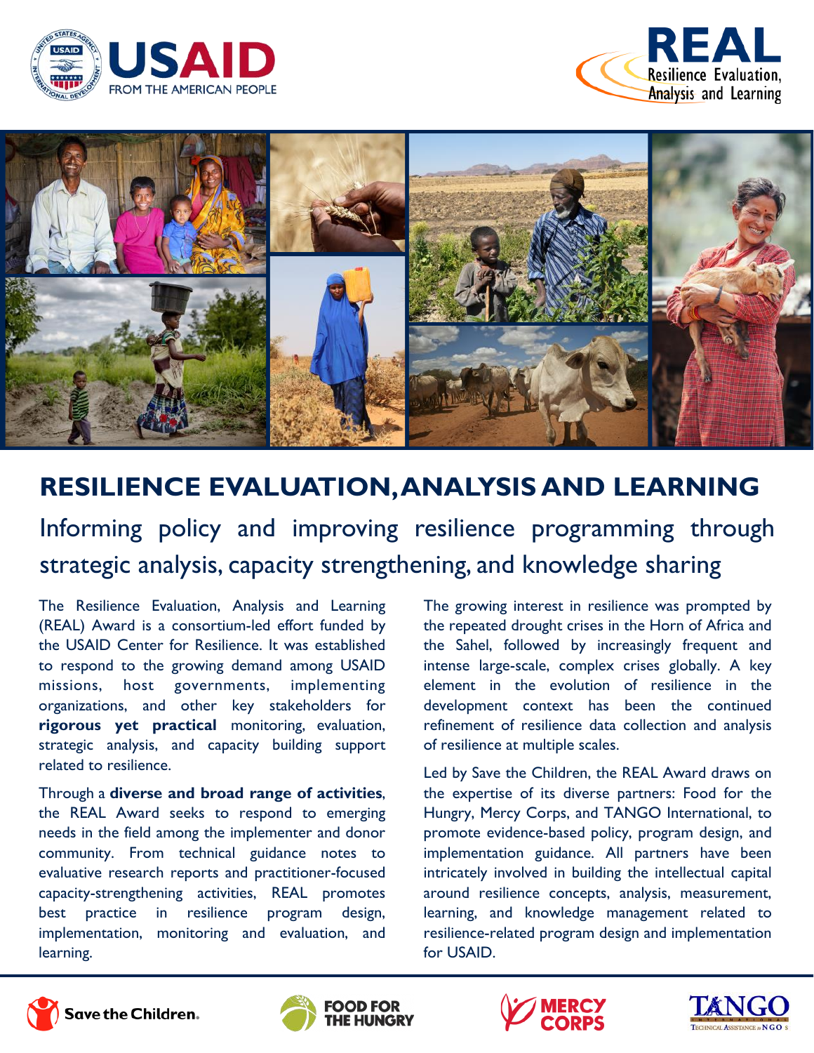# RESILIENCE EVALUATION, ANALYSIS AND LEARNING

## Informing policy and improving resilience programming through strategic analysis, capacity strengthening, and knowledge sharing

The Resilience Evaluation, Analysis and Learning (REAL) Award is a consortium-led effort funded by the USAID Center for Resilience. It was established to respond to the growing demand among USAID missions, host governments, implementing organizations, and other key stakeholders for **rigorous yet practical** monitoring, evaluation, strategic analysis, and capacity building support related to resilience.

Through a **diverse and broad range of activities**, the REAL Award seeks to respond to emerging needs in the field among the implementer and donor community. From technical guidance notes to evaluative research reports and practitioner-focused capacity-strengthening activities, REAL promotes best practice in resilience program design, implementation, monitoring and evaluation, and learning.

The growing interest in resilience was prompted by the repeated drought crises in the Horn of Africa and the Sahel, followed by increasingly frequent and intense large-scale, complex crises globally. A key element in the evolution of resilience in the development context has been the continued refinement of resilience data collection and analysis of resilience at multiple scales.

Led by Save the Children, the REAL Award draws on the expertise of its diverse partners: Food for the Hungry, Mercy Corps, and TANGO International, to promote evidence-based policy, program design, and implementation guidance. All partners have been intricately involved in building the intellectual capital around resilience concepts, analysis, measurement, learning, and knowledge management related to resilience-related program design and implementation for USAID.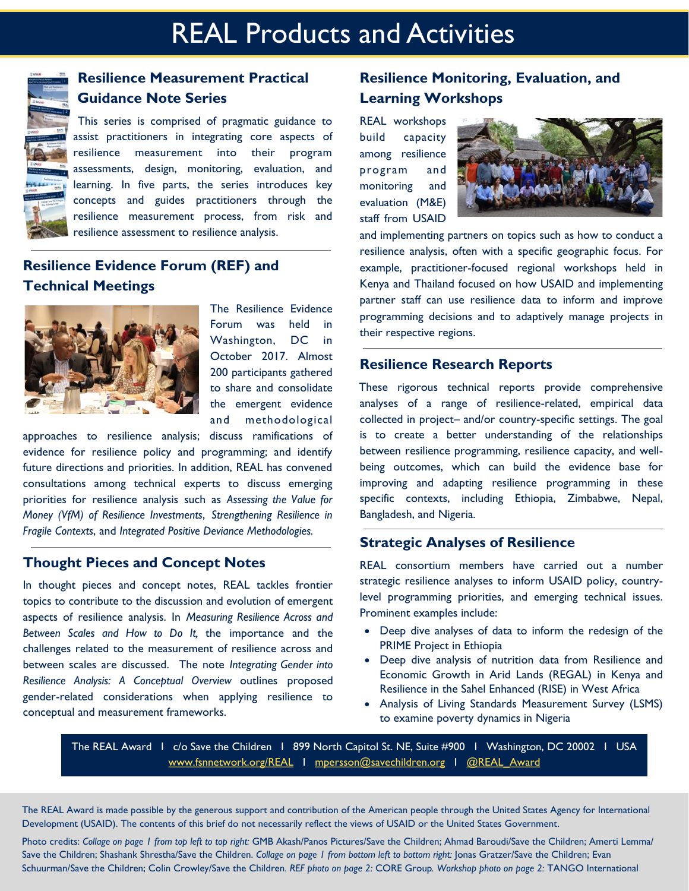# REAL Products and Activities

## Resilience Measurement Practical Guidance Note Series

This series is comprised of pragmatic guidance to assist practitioners in integrating core aspects of resilience measurement into their program assessments, design, monitoring, evaluation, and learning. In five parts, the series introduces key concepts and guides practitioners through the resilience measurement process, from risk and resilience assessment to resilience analysis.

## Resilience Evidence Forum (REF) and Technical Meetings

The Resilience Evidence Forum was held in Washington, DC in October 2017. Almost 200 participants gathered to share and consolidate the emergent evidence and methodological approaches to resilience analysis; discuss ramifications of evidence for resilience policy and programming; and identify future directions and priorities. In addition, REAL has convened consultations among technical experts to discuss emerging priorities for resilience analysis such as *Assessing the Value for Money (VfM) of Resilience Investments*, *Strengthening Resilience in Fragile Contexts*, and *Integrated Positive Deviance Methodologies.*

## Thought Pieces and Concept Notes

In thought pieces and concept notes, REAL tackles frontier topics to contribute to the discussion and evolution of emergent aspects of resilience analysis. In *Measuring Resilience Across and Between Scales and How to Do It,* the importance and the challenges related to the measurement of resilience across and between scales are discussed. The note *Integrating Gender into Resilience Analysis: A Conceptual Overview* outlines proposed gender-related considerations when applying resilience to conceptual and measurement frameworks.

## Resilience Monitoring, Evaluation, and Learning Workshops

REAL workshops build capacity among resilience program and monitoring and evaluation (M&E) staff from USAID and implementing partners on topics such as how to conduct a resilience analysis, often with a specific geographic focus. For example, practitioner-focused regional workshops held in Kenya and Thailand focused on how USAID and implementing partner staff can use resilience data to inform and improve programming decisions and to adaptively manage projects in their respective regions.

## Resilience Research Reports

These rigorous technical reports provide comprehensive analyses of a range of resilience-related, empirical data collected in project– and/or country-specific settings. The goal is to create a better understanding of the relationships between resilience programming, resilience capacity, and well-being outcomes, which can build the evidence base for improving and adapting resilience programming in these specific contexts, including Ethiopia, Zimbabwe, Nepal, Bangladesh, and Nigeria.

## Strategic Analyses of Resilience

REAL consortium members have carried out a number strategic resilience analyses to inform USAID policy, country-level programming priorities, and emerging technical issues. Prominent examples include:

- Deep dive analyses of data to inform the redesign of the PRIME Project in Ethiopia
- Deep dive analysis of nutrition data from Resilience and Economic Growth in Arid Lands (REGAL) in Kenya and Resilience in the Sahel Enhanced (RISE) in West Africa
- Analysis of Living Standards Measurement Survey (LSMS) to examine poverty dynamics in Nigeria

The REAL Award I c/o Save the Children I 899 North Capitol St. NE, Suite #900 I Washington, DC 20002 I USA
www.fsnnetwork.org/REAL I mpersson@savechildren.org I @REAL_Award

The REAL Award is made possible by the generous support and contribution of the American people through the United States Agency for International Development (USAID). The contents of this brief do not necessarily reflect the views of USAID or the United States Government.

Photo credits: *Collage on page 1 from top left to top right:* GMB Akash/Panos Pictures/Save the Children; Ahmad Baroudi/Save the Children; Amerti Lemma/Save the Children; Shashank Shrestha/Save the Children. *Collage on page 1 from bottom left to bottom right:* Jonas Gratzer/Save the Children; Evan Schuurman/Save the Children; Colin Crowley/Save the Children. *REF photo on page 2:* CORE Group. *Workshop photo on page 2:* TANGO International